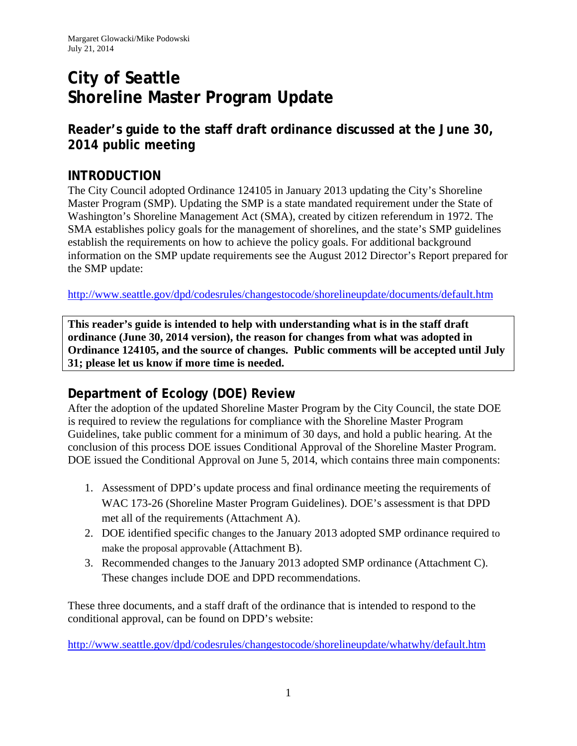Margaret Glowacki/Mike Podowski
July 21, 2014

# City of Seattle
# Shoreline Master Program Update

## Reader's guide to the staff draft ordinance discussed at the June 30, 2014 public meeting

## INTRODUCTION

The City Council adopted Ordinance 124105 in January 2013 updating the City's Shoreline Master Program (SMP). Updating the SMP is a state mandated requirement under the State of Washington's Shoreline Management Act (SMA), created by citizen referendum in 1972. The SMA establishes policy goals for the management of shorelines, and the state's SMP guidelines establish the requirements on how to achieve the policy goals. For additional background information on the SMP update requirements see the August 2012 Director's Report prepared for the SMP update:

http://www.seattle.gov/dpd/codesrules/changestocode/shorelineupdate/documents/default.htm

**This reader's guide is intended to help with understanding what is in the staff draft ordinance (June 30, 2014 version), the reason for changes from what was adopted in Ordinance 124105, and the source of changes. Public comments will be accepted until July 31; please let us know if more time is needed.**

## Department of Ecology (DOE) Review

After the adoption of the updated Shoreline Master Program by the City Council, the state DOE is required to review the regulations for compliance with the Shoreline Master Program Guidelines, take public comment for a minimum of 30 days, and hold a public hearing. At the conclusion of this process DOE issues Conditional Approval of the Shoreline Master Program. DOE issued the Conditional Approval on June 5, 2014, which contains three main components:

1. Assessment of DPD's update process and final ordinance meeting the requirements of WAC 173-26 (Shoreline Master Program Guidelines). DOE's assessment is that DPD met all of the requirements (Attachment A).
2. DOE identified specific changes to the January 2013 adopted SMP ordinance required to make the proposal approvable (Attachment B).
3. Recommended changes to the January 2013 adopted SMP ordinance (Attachment C). These changes include DOE and DPD recommendations.

These three documents, and a staff draft of the ordinance that is intended to respond to the conditional approval, can be found on DPD's website:

http://www.seattle.gov/dpd/codesrules/changestocode/shorelineupdate/whatwhy/default.htm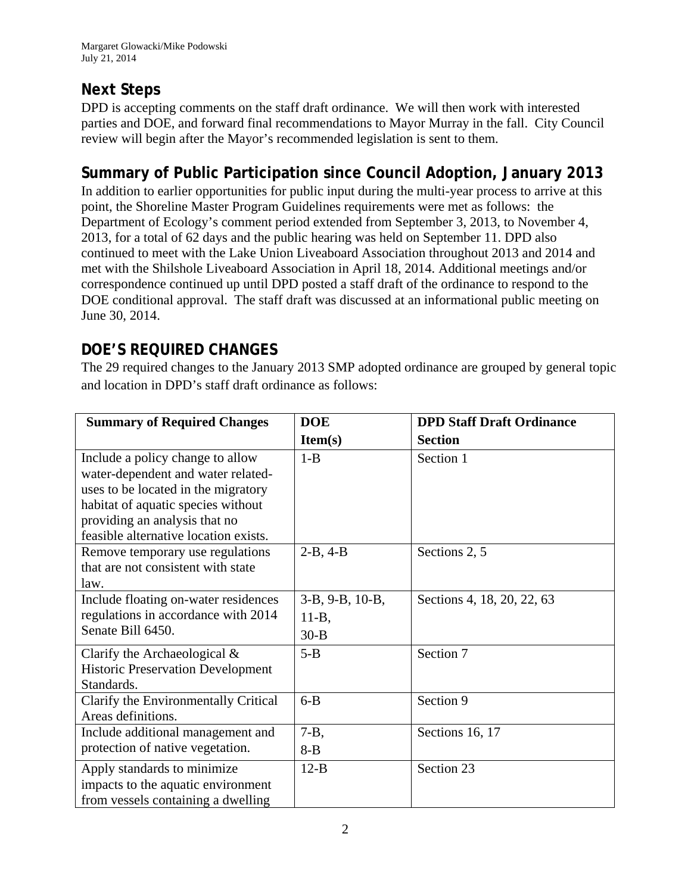## Next Steps

DPD is accepting comments on the staff draft ordinance. We will then work with interested parties and DOE, and forward final recommendations to Mayor Murray in the fall. City Council review will begin after the Mayor's recommended legislation is sent to them.

## Summary of Public Participation since Council Adoption, January 2013

In addition to earlier opportunities for public input during the multi-year process to arrive at this point, the Shoreline Master Program Guidelines requirements were met as follows: the Department of Ecology's comment period extended from September 3, 2013, to November 4, 2013, for a total of 62 days and the public hearing was held on September 11. DPD also continued to meet with the Lake Union Liveaboard Association throughout 2013 and 2014 and met with the Shilshole Liveaboard Association in April 18, 2014. Additional meetings and/or correspondence continued up until DPD posted a staff draft of the ordinance to respond to the DOE conditional approval. The staff draft was discussed at an informational public meeting on June 30, 2014.

## DOE'S REQUIRED CHANGES

The 29 required changes to the January 2013 SMP adopted ordinance are grouped by general topic and location in DPD's staff draft ordinance as follows:

| Summary of Required Changes | DOE Item(s) | DPD Staff Draft Ordinance Section |
|---|---|---|
| Include a policy change to allow water-dependent and water related-uses to be located in the migratory habitat of aquatic species without providing an analysis that no feasible alternative location exists. | 1-B | Section 1 |
| Remove temporary use regulations that are not consistent with state law. | 2-B, 4-B | Sections 2, 5 |
| Include floating on-water residences regulations in accordance with 2014 Senate Bill 6450. | 3-B, 9-B, 10-B, 11-B, 30-B | Sections 4, 18, 20, 22, 63 |
| Clarify the Archaeological & Historic Preservation Development Standards. | 5-B | Section 7 |
| Clarify the Environmentally Critical Areas definitions. | 6-B | Section 9 |
| Include additional management and protection of native vegetation. | 7-B, 8-B | Sections 16, 17 |
| Apply standards to minimize impacts to the aquatic environment from vessels containing a dwelling | 12-B | Section 23 |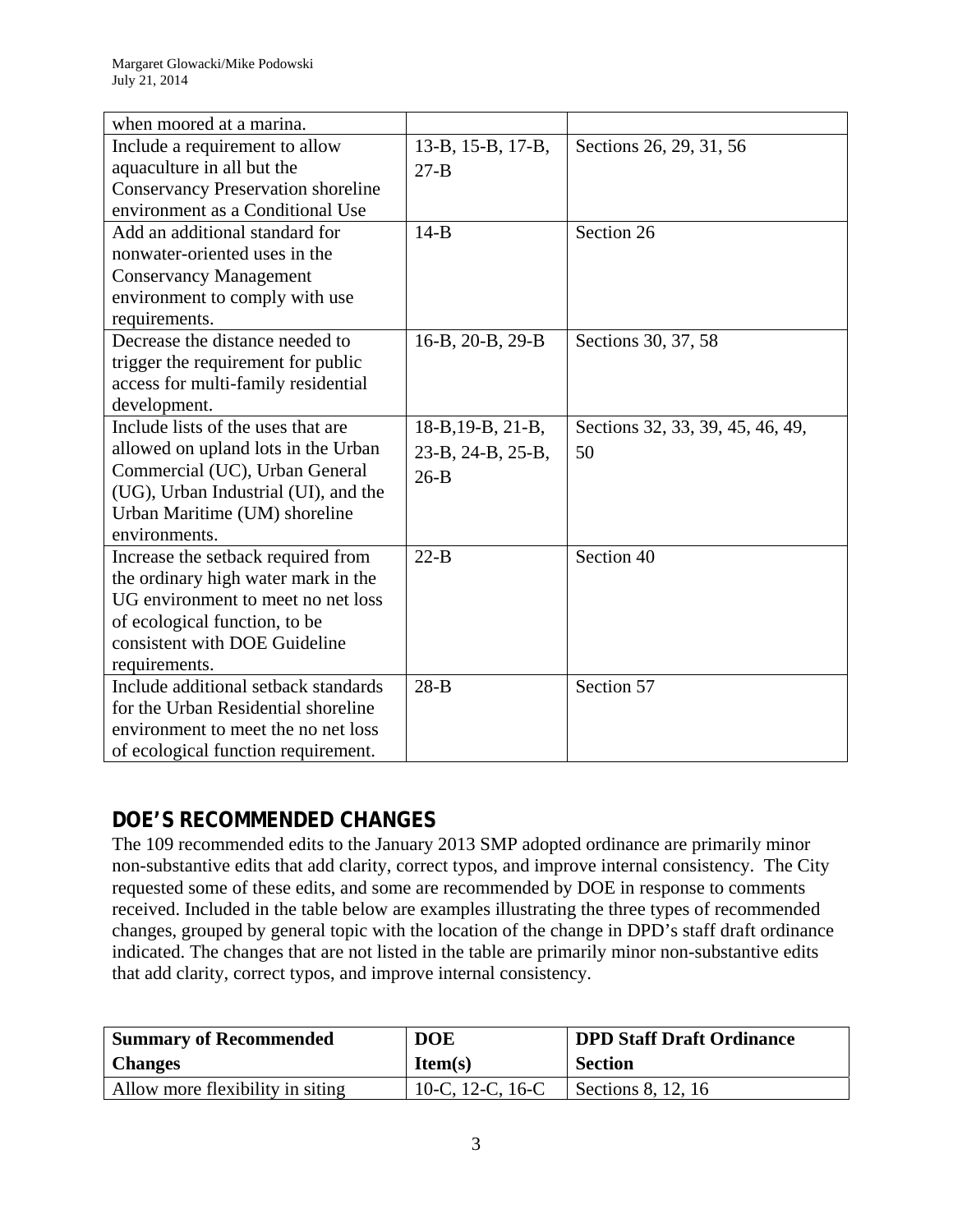| | | |
|---|---|---|
| when moored at a marina. | | |
| Include a requirement to allow aquaculture in all but the Conservancy Preservation shoreline environment as a Conditional Use | 13-B, 15-B, 17-B, 27-B | Sections 26, 29, 31, 56 |
| Add an additional standard for nonwater-oriented uses in the Conservancy Management environment to comply with use requirements. | 14-B | Section 26 |
| Decrease the distance needed to trigger the requirement for public access for multi-family residential development. | 16-B, 20-B, 29-B | Sections 30, 37, 58 |
| Include lists of the uses that are allowed on upland lots in the Urban Commercial (UC), Urban General (UG), Urban Industrial (UI), and the Urban Maritime (UM) shoreline environments. | 18-B,19-B, 21-B, 23-B, 24-B, 25-B, 26-B | Sections 32, 33, 39, 45, 46, 49, 50 |
| Increase the setback required from the ordinary high water mark in the UG environment to meet no net loss of ecological function, to be consistent with DOE Guideline requirements. | 22-B | Section 40 |
| Include additional setback standards for the Urban Residential shoreline environment to meet the no net loss of ecological function requirement. | 28-B | Section 57 |

## DOE'S RECOMMENDED CHANGES

The 109 recommended edits to the January 2013 SMP adopted ordinance are primarily minor non-substantive edits that add clarity, correct typos, and improve internal consistency. The City requested some of these edits, and some are recommended by DOE in response to comments received. Included in the table below are examples illustrating the three types of recommended changes, grouped by general topic with the location of the change in DPD's staff draft ordinance indicated. The changes that are not listed in the table are primarily minor non-substantive edits that add clarity, correct typos, and improve internal consistency.

| Summary of Recommended Changes | DOE Item(s) | DPD Staff Draft Ordinance Section |
|---|---|---|
| Allow more flexibility in siting | 10-C, 12-C, 16-C | Sections 8, 12, 16 |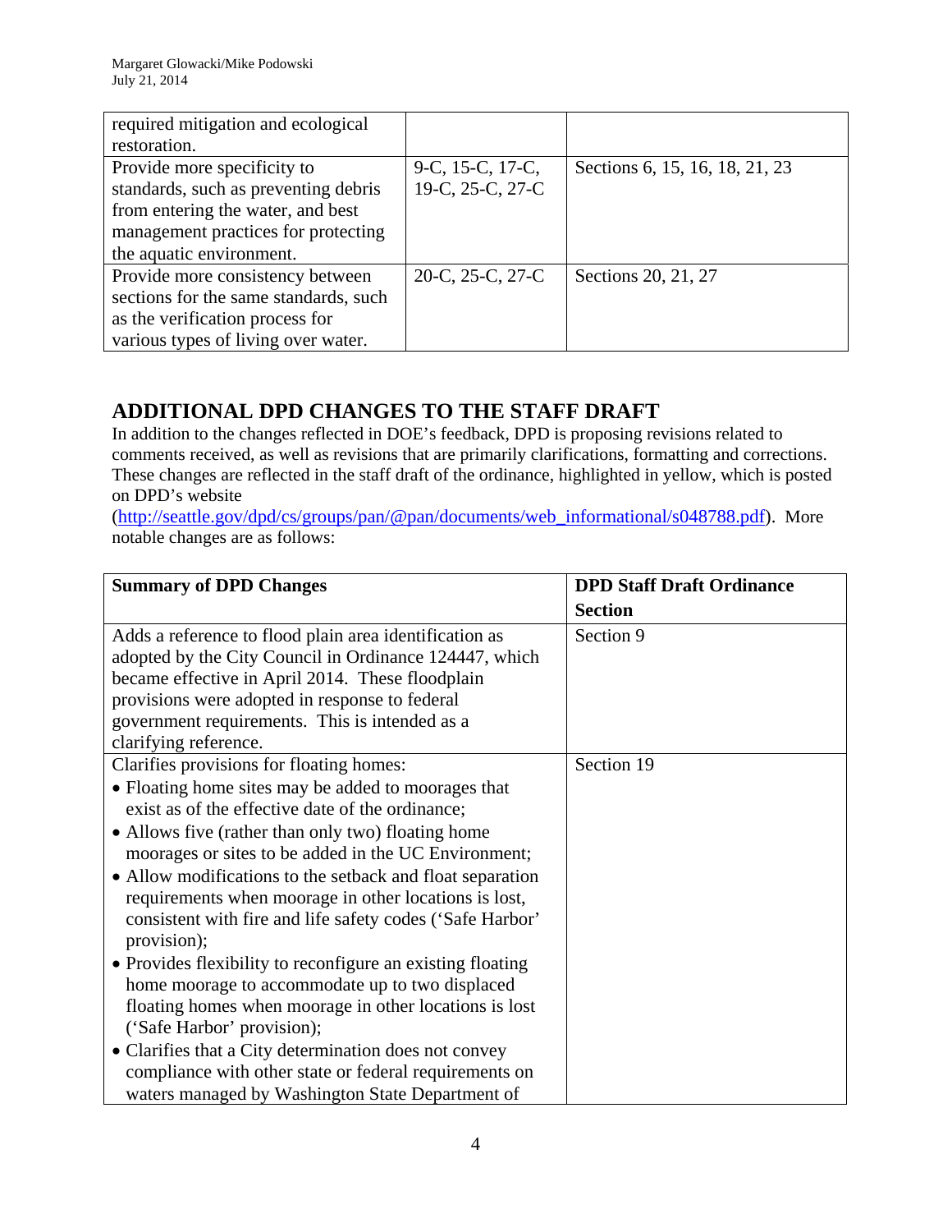| | | |
|---|---|---|
| required mitigation and ecological restoration. | | |
| Provide more specificity to standards, such as preventing debris from entering the water, and best management practices for protecting the aquatic environment. | 9-C, 15-C, 17-C, 19-C, 25-C, 27-C | Sections 6, 15, 16, 18, 21, 23 |
| Provide more consistency between sections for the same standards, such as the verification process for various types of living over water. | 20-C, 25-C, 27-C | Sections 20, 21, 27 |

## ADDITIONAL DPD CHANGES TO THE STAFF DRAFT

In addition to the changes reflected in DOE's feedback, DPD is proposing revisions related to comments received, as well as revisions that are primarily clarifications, formatting and corrections. These changes are reflected in the staff draft of the ordinance, highlighted in yellow, which is posted on DPD's website (http://seattle.gov/dpd/cs/groups/pan/@pan/documents/web_informational/s048788.pdf). More notable changes are as follows:

| Summary of DPD Changes | DPD Staff Draft Ordinance Section |
|---|---|
| Adds a reference to flood plain area identification as adopted by the City Council in Ordinance 124447, which became effective in April 2014. These floodplain provisions were adopted in response to federal government requirements. This is intended as a clarifying reference. | Section 9 |
| Clarifies provisions for floating homes:<br>• Floating home sites may be added to moorages that exist as of the effective date of the ordinance;<br>• Allows five (rather than only two) floating home moorages or sites to be added in the UC Environment;<br>• Allow modifications to the setback and float separation requirements when moorage in other locations is lost, consistent with fire and life safety codes ('Safe Harbor' provision);<br>• Provides flexibility to reconfigure an existing floating home moorage to accommodate up to two displaced floating homes when moorage in other locations is lost ('Safe Harbor' provision);<br>• Clarifies that a City determination does not convey compliance with other state or federal requirements on waters managed by Washington State Department of | Section 19 |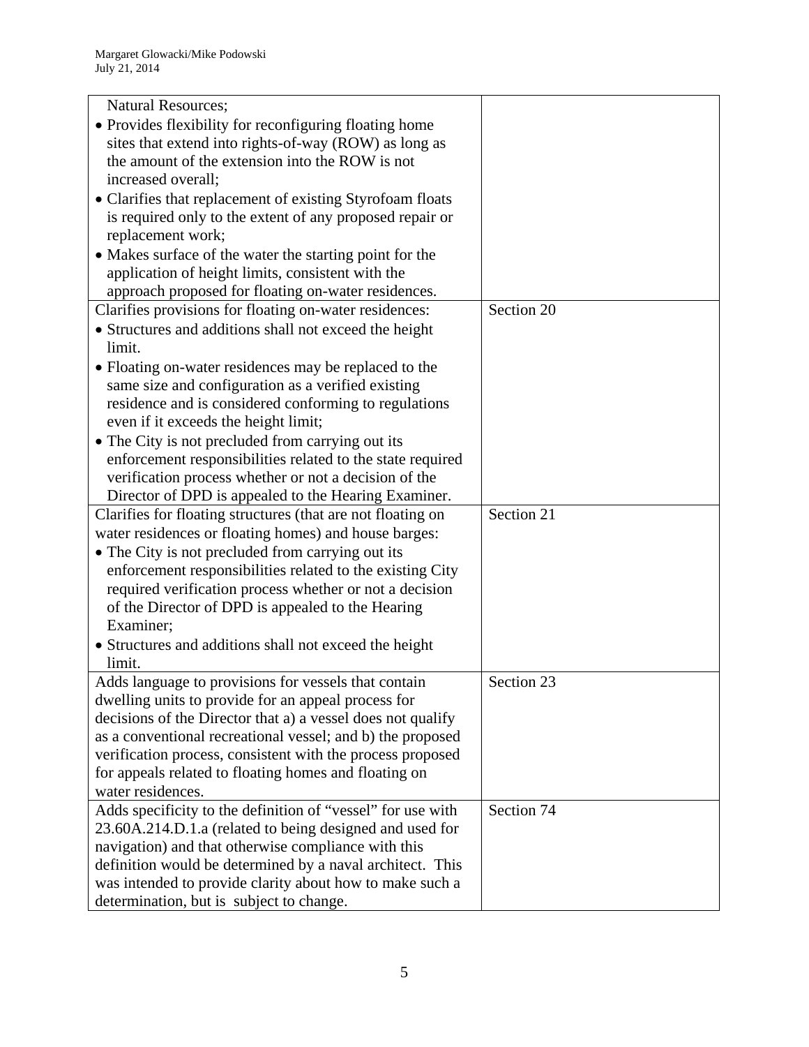| | |
|---|---|
| Natural Resources;<br>• Provides flexibility for reconfiguring floating home sites that extend into rights-of-way (ROW) as long as the amount of the extension into the ROW is not increased overall;<br>• Clarifies that replacement of existing Styrofoam floats is required only to the extent of any proposed repair or replacement work;<br>• Makes surface of the water the starting point for the application of height limits, consistent with the approach proposed for floating on-water residences. | |
| Clarifies provisions for floating on-water residences:<br>• Structures and additions shall not exceed the height limit.<br>• Floating on-water residences may be replaced to the same size and configuration as a verified existing residence and is considered conforming to regulations even if it exceeds the height limit;<br>• The City is not precluded from carrying out its enforcement responsibilities related to the state required verification process whether or not a decision of the Director of DPD is appealed to the Hearing Examiner. | Section 20 |
| Clarifies for floating structures (that are not floating on water residences or floating homes) and house barges:<br>• The City is not precluded from carrying out its enforcement responsibilities related to the existing City required verification process whether or not a decision of the Director of DPD is appealed to the Hearing Examiner;<br>• Structures and additions shall not exceed the height limit. | Section 21 |
| Adds language to provisions for vessels that contain dwelling units to provide for an appeal process for decisions of the Director that a) a vessel does not qualify as a conventional recreational vessel; and b) the proposed verification process, consistent with the process proposed for appeals related to floating homes and floating on water residences. | Section 23 |
| Adds specificity to the definition of "vessel" for use with 23.60A.214.D.1.a (related to being designed and used for navigation) and that otherwise compliance with this definition would be determined by a naval architect. This was intended to provide clarity about how to make such a determination, but is subject to change. | Section 74 |